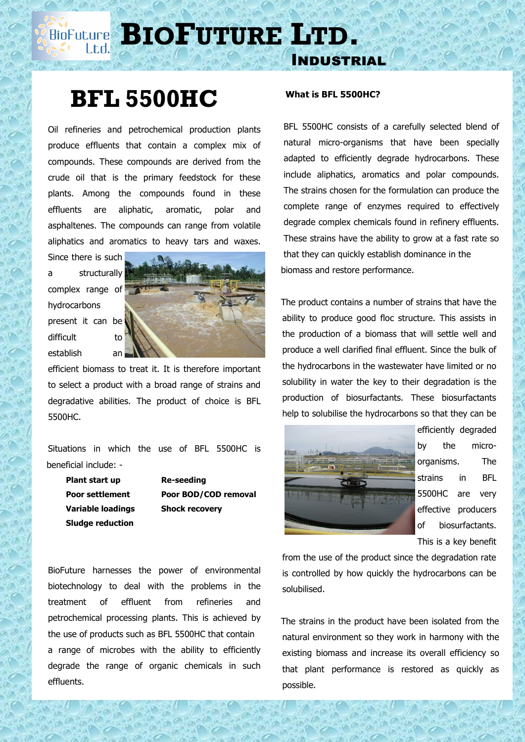# BioFuture Ltd.

## Industrial

# BFL 5500HC

Oil refineries and petrochemical production plants produce effluents that contain a complex mix of compounds. These compounds are derived from the crude oil that is the primary feedstock for these plants. Among the compounds found in these effluents are aliphatic, aromatic, polar and asphaltenes. The compounds can range from volatile aliphatics and aromatics to heavy tars and waxes. Since there is such a structurally complex range of hydrocarbons present it can be difficult to establish an efficient biomass to treat it. It is therefore important to select a product with a broad range of strains and degradative abilities. The product of choice is BFL 5500HC.

Situations in which the use of BFL 5500HC is beneficial include: -

- **Plant start up**
- **Poor settlement**
- **Variable loadings**
- **Sludge reduction**
- **Re-seeding**
- **Poor BOD/COD removal**
- **Shock recovery**

BioFuture harnesses the power of environmental biotechnology to deal with the problems in the treatment of effluent from refineries and petrochemical processing plants. This is achieved by the use of products such as BFL 5500HC that contain a range of microbes with the ability to efficiently degrade the range of organic chemicals in such effluents.

### What is BFL 5500HC?

BFL 5500HC consists of a carefully selected blend of natural micro-organisms that have been specially adapted to efficiently degrade hydrocarbons. These include aliphatics, aromatics and polar compounds. The strains chosen for the formulation can produce the complete range of enzymes required to effectively degrade complex chemicals found in refinery effluents. These strains have the ability to grow at a fast rate so that they can quickly establish dominance in the biomass and restore performance.

The product contains a number of strains that have the ability to produce good floc structure. This assists in the production of a biomass that will settle well and produce a well clarified final effluent. Since the bulk of the hydrocarbons in the wastewater have limited or no solubility in water the key to their degradation is the production of biosurfactants. These biosurfactants help to solubilise the hydrocarbons so that they can be efficiently degraded by the micro-organisms. The strains in BFL 5500HC are very effective producers of biosurfactants. This is a key benefit from the use of the product since the degradation rate is controlled by how quickly the hydrocarbons can be solubilised.

The strains in the product have been isolated from the natural environment so they work in harmony with the existing biomass and increase its overall efficiency so that plant performance is restored as quickly as possible.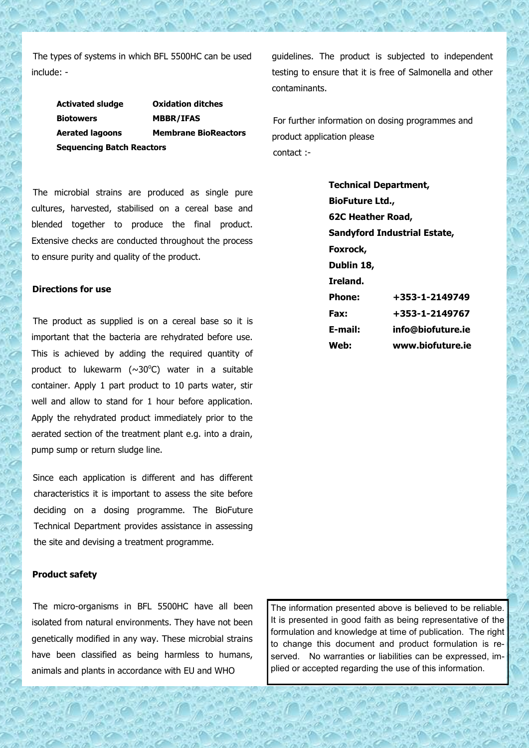The types of systems in which BFL 5500HC can be used include: -

| | |
|---|---|
| **Activated sludge** | **Oxidation ditches** |
| **Biotowers** | **MBBR/IFAS** |
| **Aerated lagoons** | **Membrane BioReactors** |
| **Sequencing Batch Reactors** | |

The microbial strains are produced as single pure cultures, harvested, stabilised on a cereal base and blended together to produce the final product. Extensive checks are conducted throughout the process to ensure purity and quality of the product.

**Directions for use**

The product as supplied is on a cereal base so it is important that the bacteria are rehydrated before use. This is achieved by adding the required quantity of product to lukewarm (~30$^{o}$C) water in a suitable container. Apply 1 part product to 10 parts water, stir well and allow to stand for 1 hour before application. Apply the rehydrated product immediately prior to the aerated section of the treatment plant e.g. into a drain, pump sump or return sludge line.

Since each application is different and has different characteristics it is important to assess the site before deciding on a dosing programme. The BioFuture Technical Department provides assistance in assessing the site and devising a treatment programme.

**Product safety**

The micro-organisms in BFL 5500HC have all been isolated from natural environments. They have not been genetically modified in any way. These microbial strains have been classified as being harmless to humans, animals and plants in accordance with EU and WHO guidelines. The product is subjected to independent testing to ensure that it is free of Salmonella and other contaminants.

For further information on dosing programmes and product application please contact :-

**Technical Department,**
**BioFuture Ltd.,**
**62C Heather Road,**
**Sandyford Industrial Estate,**
**Foxrock,**
**Dublin 18,**
**Ireland.**

| | |
|---|---|
| **Phone:** | **+353-1-2149749** |
| **Fax:** | **+353-1-2149767** |
| **E-mail:** | **info@biofuture.ie** |
| **Web:** | **www.biofuture.ie** |

The information presented above is believed to be reliable. It is presented in good faith as being representative of the formulation and knowledge at time of publication. The right to change this document and product formulation is reserved. No warranties or liabilities can be expressed, implied or accepted regarding the use of this information.